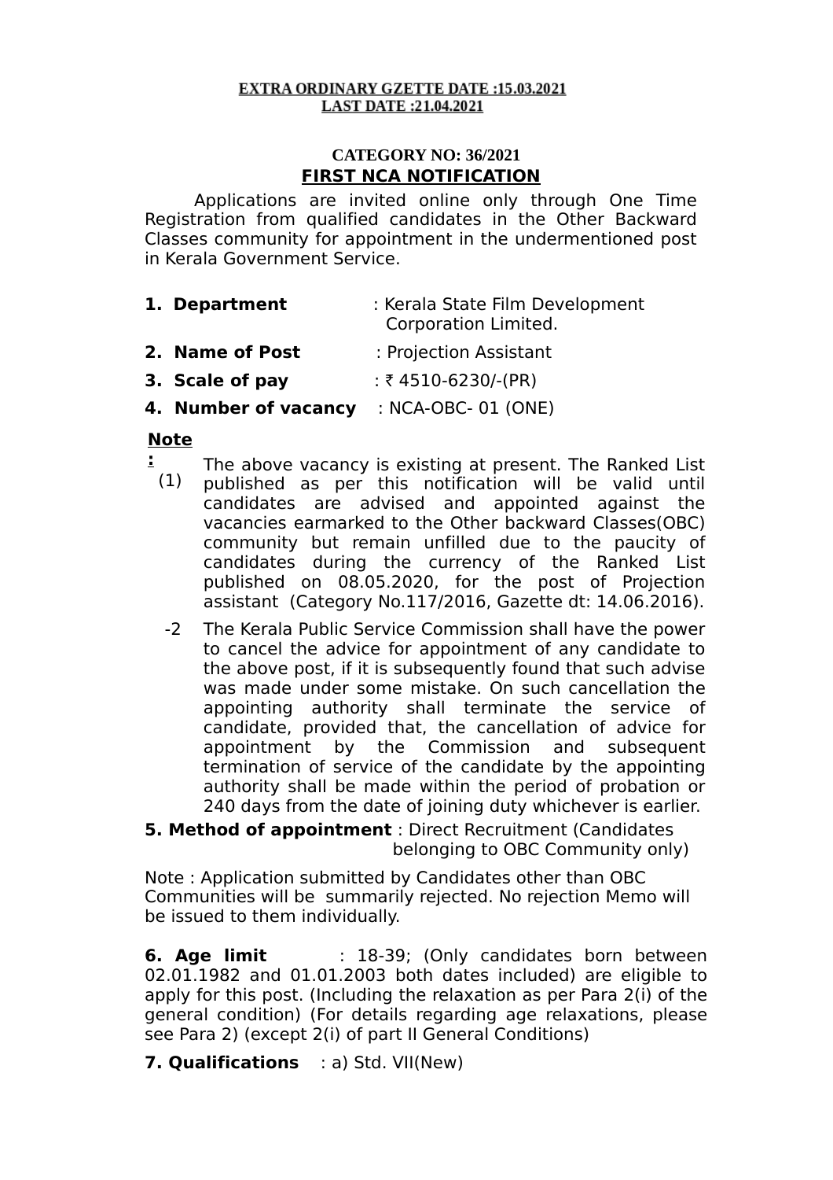**EXTRA ORDINARY GZETTE DATE :15.03.2021**
**LAST DATE :21.04.2021**

**CATEGORY NO: 36/2021**

## FIRST NCA NOTIFICATION

Applications are invited online only through One Time Registration from qualified candidates in the Other Backward Classes community for appointment in the undermentioned post in Kerala Government Service.

**1. Department** : Kerala State Film Development Corporation Limited.

**2. Name of Post** : Projection Assistant

**3. Scale of pay** : ₹ 4510-6230/-(PR)

**4. Number of vacancy** : NCA-OBC- 01 (ONE)

**Note :**

(1) The above vacancy is existing at present. The Ranked List published as per this notification will be valid until candidates are advised and appointed against the vacancies earmarked to the Other backward Classes(OBC) community but remain unfilled due to the paucity of candidates during the currency of the Ranked List published on 08.05.2020, for the post of Projection assistant (Category No.117/2016, Gazette dt: 14.06.2016).

-2 The Kerala Public Service Commission shall have the power to cancel the advice for appointment of any candidate to the above post, if it is subsequently found that such advise was made under some mistake. On such cancellation the appointing authority shall terminate the service of candidate, provided that, the cancellation of advice for appointment by the Commission and subsequent termination of service of the candidate by the appointing authority shall be made within the period of probation or 240 days from the date of joining duty whichever is earlier.

**5. Method of appointment** : Direct Recruitment (Candidates belonging to OBC Community only)

Note : Application submitted by Candidates other than OBC Communities will be summarily rejected. No rejection Memo will be issued to them individually.

**6. Age limit** : 18-39; (Only candidates born between 02.01.1982 and 01.01.2003 both dates included) are eligible to apply for this post. (Including the relaxation as per Para 2(i) of the general condition) (For details regarding age relaxations, please see Para 2) (except 2(i) of part II General Conditions)

**7. Qualifications** : a) Std. VII(New)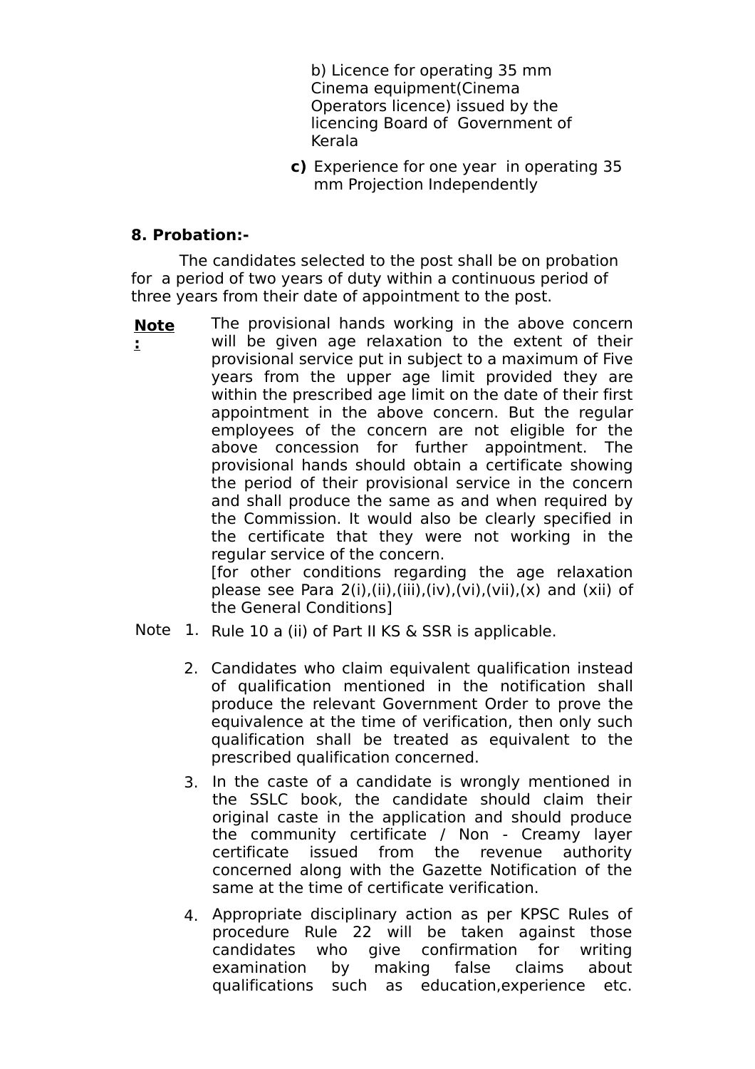b) Licence for operating 35 mm Cinema equipment(Cinema Operators licence) issued by the licencing Board of Government of Kerala

**c)** Experience for one year in operating 35 mm Projection Independently

**8. Probation:-**

The candidates selected to the post shall be on probation for a period of two years of duty within a continuous period of three years from their date of appointment to the post.

**Note :** The provisional hands working in the above concern will be given age relaxation to the extent of their provisional service put in subject to a maximum of Five years from the upper age limit provided they are within the prescribed age limit on the date of their first appointment in the above concern. But the regular employees of the concern are not eligible for the above concession for further appointment. The provisional hands should obtain a certificate showing the period of their provisional service in the concern and shall produce the same as and when required by the Commission. It would also be clearly specified in the certificate that they were not working in the regular service of the concern.
[for other conditions regarding the age relaxation please see Para 2(i),(ii),(iii),(iv),(vi),(vii),(x) and (xii) of the General Conditions]

Note

1. Rule 10 a (ii) of Part II KS & SSR is applicable.
2. Candidates who claim equivalent qualification instead of qualification mentioned in the notification shall produce the relevant Government Order to prove the equivalence at the time of verification, then only such qualification shall be treated as equivalent to the prescribed qualification concerned.
3. In the caste of a candidate is wrongly mentioned in the SSLC book, the candidate should claim their original caste in the application and should produce the community certificate / Non - Creamy layer certificate issued from the revenue authority concerned along with the Gazette Notification of the same at the time of certificate verification.
4. Appropriate disciplinary action as per KPSC Rules of procedure Rule 22 will be taken against those candidates who give confirmation for writing examination by making false claims about qualifications such as education,experience etc.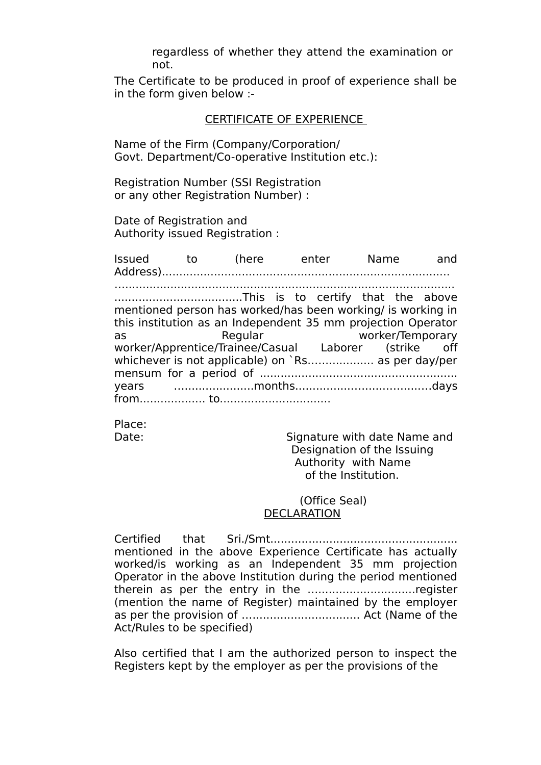regardless of whether they attend the examination or not.

The Certificate to be produced in proof of experience shall be in the form given below :-

CERTIFICATE OF EXPERIENCE

Name of the Firm (Company/Corporation/
Govt. Department/Co-operative Institution etc.):

Registration Number (SSI Registration
or any other Registration Number) :

Date of Registration and
Authority issued Registration :

Issued to (here enter Name and Address)..................................................................................
..............................................................................................
....................................This is to certify that the above mentioned person has worked/has been working/ is working in this institution as an Independent 35 mm projection Operator as Regular worker/Temporary worker/Apprentice/Trainee/Casual Laborer (strike off whichever is not applicable) on `Rs................... as per day/per mensum for a period of ........................................................ years .......................months.......................................days from................... to...............................

Place:
Date:

Signature with date Name and Designation of the Issuing Authority with Name of the Institution.

(Office Seal)

DECLARATION

Certified that Sri./Smt..................................................... mentioned in the above Experience Certificate has actually worked/is working as an Independent 35 mm projection Operator in the above Institution during the period mentioned therein as per the entry in the ..............................register (mention the name of Register) maintained by the employer as per the provision of .................................. Act (Name of the Act/Rules to be specified)

Also certified that I am the authorized person to inspect the Registers kept by the employer as per the provisions of the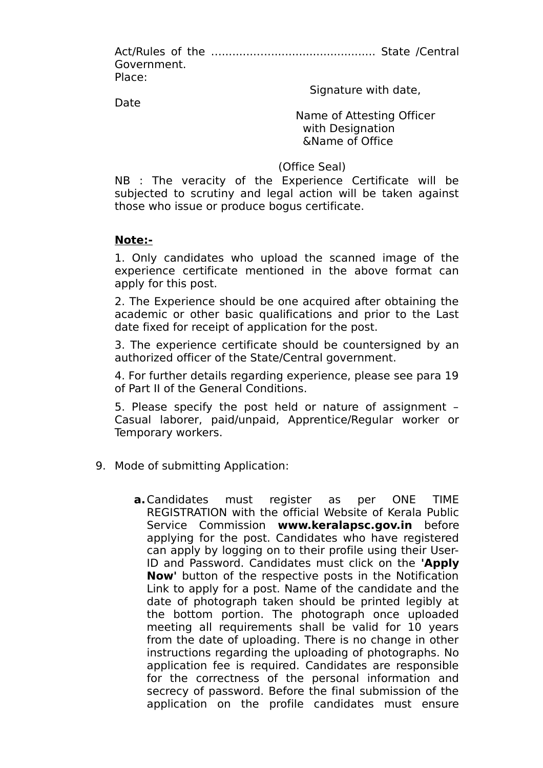Act/Rules of the .............................................. State /Central Government.

Place:

Signature with date,

Date

Name of Attesting Officer
with Designation
&Name of Office

(Office Seal)

NB : The veracity of the Experience Certificate will be subjected to scrutiny and legal action will be taken against those who issue or produce bogus certificate.

**Note:-**

1. Only candidates who upload the scanned image of the experience certificate mentioned in the above format can apply for this post.

2. The Experience should be one acquired after obtaining the academic or other basic qualifications and prior to the Last date fixed for receipt of application for the post.

3. The experience certificate should be countersigned by an authorized officer of the State/Central government.

4. For further details regarding experience, please see para 19 of Part II of the General Conditions.

5. Please specify the post held or nature of assignment – Casual laborer, paid/unpaid, Apprentice/Regular worker or Temporary workers.

9. Mode of submitting Application:

   **a.** Candidates must register as per ONE TIME REGISTRATION with the official Website of Kerala Public Service Commission **www.keralapsc.gov.in** before applying for the post. Candidates who have registered can apply by logging on to their profile using their User-ID and Password. Candidates must click on the **'Apply Now'** button of the respective posts in the Notification Link to apply for a post. Name of the candidate and the date of photograph taken should be printed legibly at the bottom portion. The photograph once uploaded meeting all requirements shall be valid for 10 years from the date of uploading. There is no change in other instructions regarding the uploading of photographs. No application fee is required. Candidates are responsible for the correctness of the personal information and secrecy of password. Before the final submission of the application on the profile candidates must ensure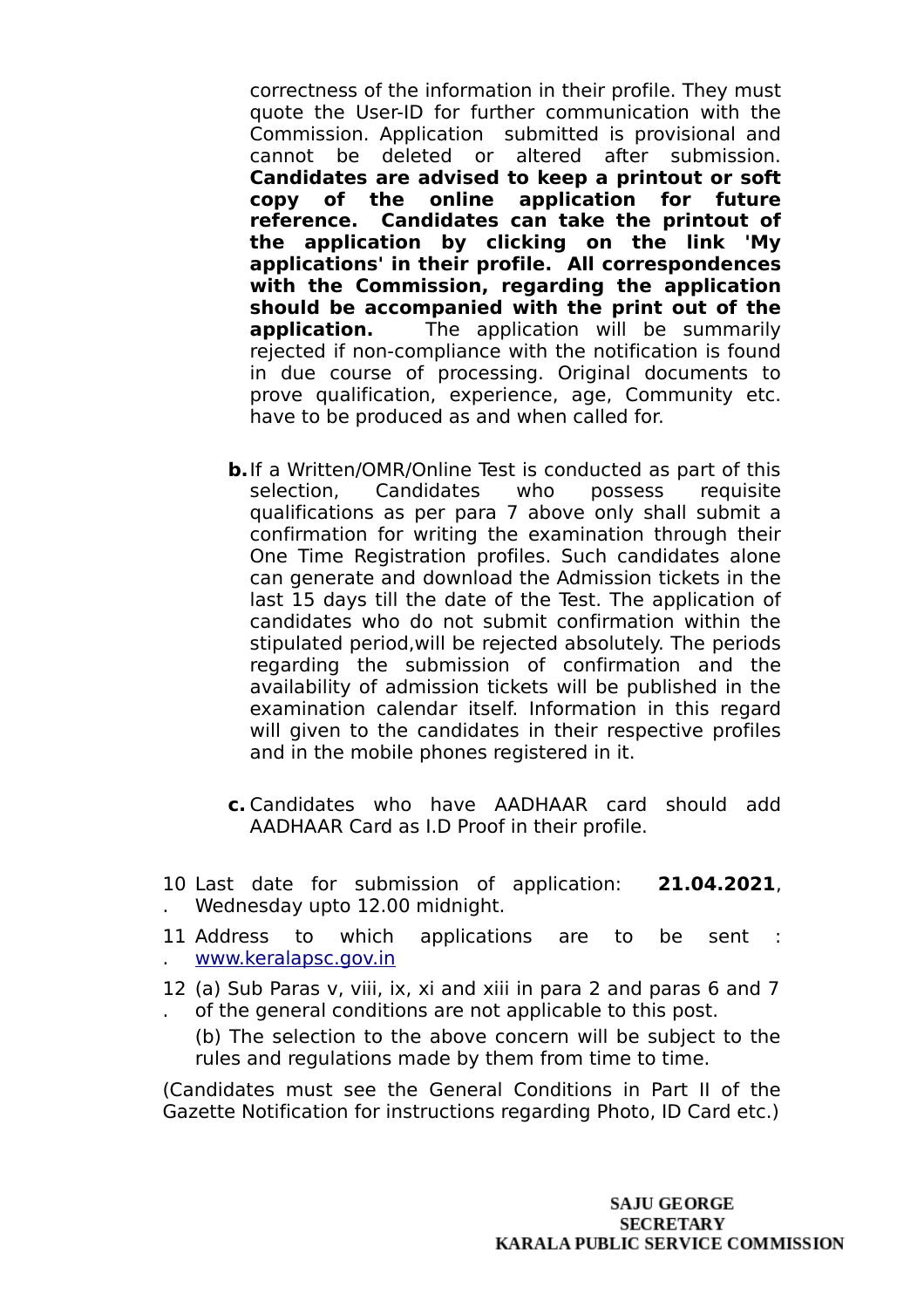correctness of the information in their profile. They must quote the User-ID for further communication with the Commission. Application submitted is provisional and cannot be deleted or altered after submission. **Candidates are advised to keep a printout or soft copy of the online application for future reference. Candidates can take the printout of the application by clicking on the link 'My applications' in their profile. All correspondences with the Commission, regarding the application should be accompanied with the print out of the application.** The application will be summarily rejected if non-compliance with the notification is found in due course of processing. Original documents to prove qualification, experience, age, Community etc. have to be produced as and when called for.

**b.** If a Written/OMR/Online Test is conducted as part of this selection, Candidates who possess requisite qualifications as per para 7 above only shall submit a confirmation for writing the examination through their One Time Registration profiles. Such candidates alone can generate and download the Admission tickets in the last 15 days till the date of the Test. The application of candidates who do not submit confirmation within the stipulated period,will be rejected absolutely. The periods regarding the submission of confirmation and the availability of admission tickets will be published in the examination calendar itself. Information in this regard will given to the candidates in their respective profiles and in the mobile phones registered in it.

**c.** Candidates who have AADHAAR card should add AADHAAR Card as I.D Proof in their profile.

10. Last date for submission of application: **21.04.2021**, Wednesday upto 12.00 midnight.

11. Address to which applications are to be sent : www.keralapsc.gov.in

12. (a) Sub Paras v, viii, ix, xi and xiii in para 2 and paras 6 and 7 of the general conditions are not applicable to this post.

    (b) The selection to the above concern will be subject to the rules and regulations made by them from time to time.

(Candidates must see the General Conditions in Part II of the Gazette Notification for instructions regarding Photo, ID Card etc.)

**SAJU GEORGE**
**SECRETARY**
**KARALA PUBLIC SERVICE COMMISSION**